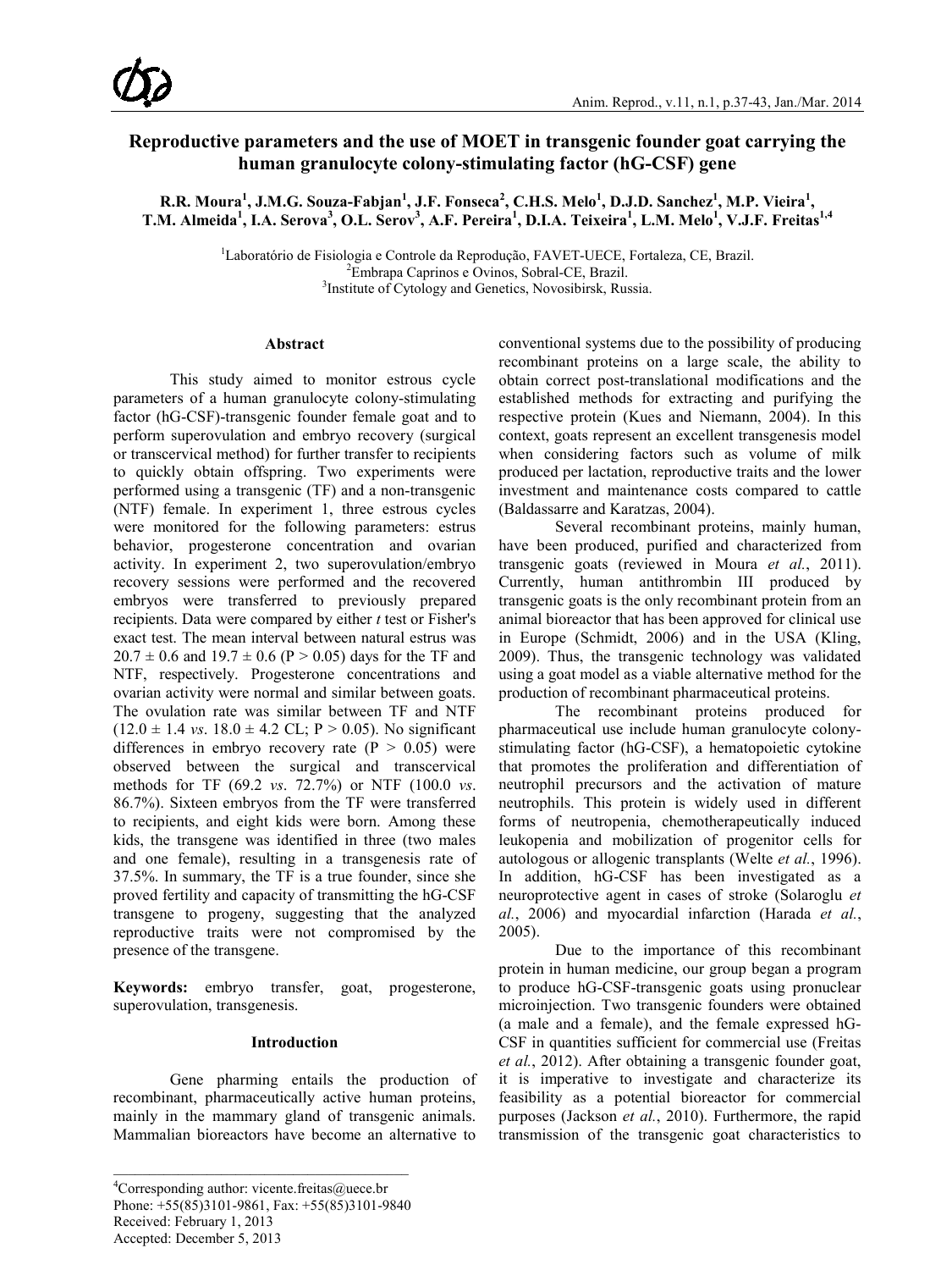# Reproductive parameters and the use of MOET in transgenic founder goat carrying the human granulocyte colony-stimulating factor (hG-CSF) gene

**R.R. Moura[1], J.M.G. Souza-Fabjan[1], J.F. Fonseca[2], C.H.S. Melo[1], D.J.D. Sanchez[1], M.P. Vieira[1], T.M. Almeida[1], I.A. Serova[3], O.L. Serov[3], A.F. Pereira[1], D.I.A. Teixeira[1], L.M. Melo[1], V.J.F. Freitas[1,4]**

[1]Laboratório de Fisiologia e Controle da Reprodução, FAVET-UECE, Fortaleza, CE, Brazil.
[2]Embrapa Caprinos e Ovinos, Sobral-CE, Brazil.
[3]Institute of Cytology and Genetics, Novosibirsk, Russia.

## Abstract

This study aimed to monitor estrous cycle parameters of a human granulocyte colony-stimulating factor (hG-CSF)-transgenic founder female goat and to perform superovulation and embryo recovery (surgical or transcervical method) for further transfer to recipients to quickly obtain offspring. Two experiments were performed using a transgenic (TF) and a non-transgenic (NTF) female. In experiment 1, three estrous cycles were monitored for the following parameters: estrus behavior, progesterone concentration and ovarian activity. In experiment 2, two superovulation/embryo recovery sessions were performed and the recovered embryos were transferred to previously prepared recipients. Data were compared by either *t* test or Fisher's exact test. The mean interval between natural estrus was $20.7 \pm 0.6$ and $19.7 \pm 0.6$ ($P > 0.05$) days for the TF and NTF, respectively. Progesterone concentrations and ovarian activity were normal and similar between goats. The ovulation rate was similar between TF and NTF ($12.0 \pm 1.4$ *vs*. $18.0 \pm 4.2$ CL; $P > 0.05$). No significant differences in embryo recovery rate ($P > 0.05$) were observed between the surgical and transcervical methods for TF (69.2 *vs*. 72.7%) or NTF (100.0 *vs*. 86.7%). Sixteen embryos from the TF were transferred to recipients, and eight kids were born. Among these kids, the transgene was identified in three (two males and one female), resulting in a transgenesis rate of 37.5%. In summary, the TF is a true founder, since she proved fertility and capacity of transmitting the hG-CSF transgene to progeny, suggesting that the analyzed reproductive traits were not compromised by the presence of the transgene.

**Keywords:** embryo transfer, goat, progesterone, superovulation, transgenesis.

## Introduction

Gene pharming entails the production of recombinant, pharmaceutically active human proteins, mainly in the mammary gland of transgenic animals. Mammalian bioreactors have become an alternative to conventional systems due to the possibility of producing recombinant proteins on a large scale, the ability to obtain correct post-translational modifications and the established methods for extracting and purifying the respective protein (Kues and Niemann, 2004). In this context, goats represent an excellent transgenesis model when considering factors such as volume of milk produced per lactation, reproductive traits and the lower investment and maintenance costs compared to cattle (Baldassarre and Karatzas, 2004).

Several recombinant proteins, mainly human, have been produced, purified and characterized from transgenic goats (reviewed in Moura *et al.*, 2011). Currently, human antithrombin III produced by transgenic goats is the only recombinant protein from an animal bioreactor that has been approved for clinical use in Europe (Schmidt, 2006) and in the USA (Kling, 2009). Thus, the transgenic technology was validated using a goat model as a viable alternative method for the production of recombinant pharmaceutical proteins.

The recombinant proteins produced for pharmaceutical use include human granulocyte colony-stimulating factor (hG-CSF), a hematopoietic cytokine that promotes the proliferation and differentiation of neutrophil precursors and the activation of mature neutrophils. This protein is widely used in different forms of neutropenia, chemotherapeutically induced leukopenia and mobilization of progenitor cells for autologous or allogenic transplants (Welte *et al.*, 1996). In addition, hG-CSF has been investigated as a neuroprotective agent in cases of stroke (Solaroglu *et al.*, 2006) and myocardial infarction (Harada *et al.*, 2005).

Due to the importance of this recombinant protein in human medicine, our group began a program to produce hG-CSF-transgenic goats using pronuclear microinjection. Two transgenic founders were obtained (a male and a female), and the female expressed hG-CSF in quantities sufficient for commercial use (Freitas *et al.*, 2012). After obtaining a transgenic founder goat, it is imperative to investigate and characterize its feasibility as a potential bioreactor for commercial purposes (Jackson *et al.*, 2010). Furthermore, the rapid transmission of the transgenic goat characteristics to

---

[4]Corresponding author: vicente.freitas@uece.br
Phone: +55(85)3101-9861, Fax: +55(85)3101-9840
Received: February 1, 2013
Accepted: December 5, 2013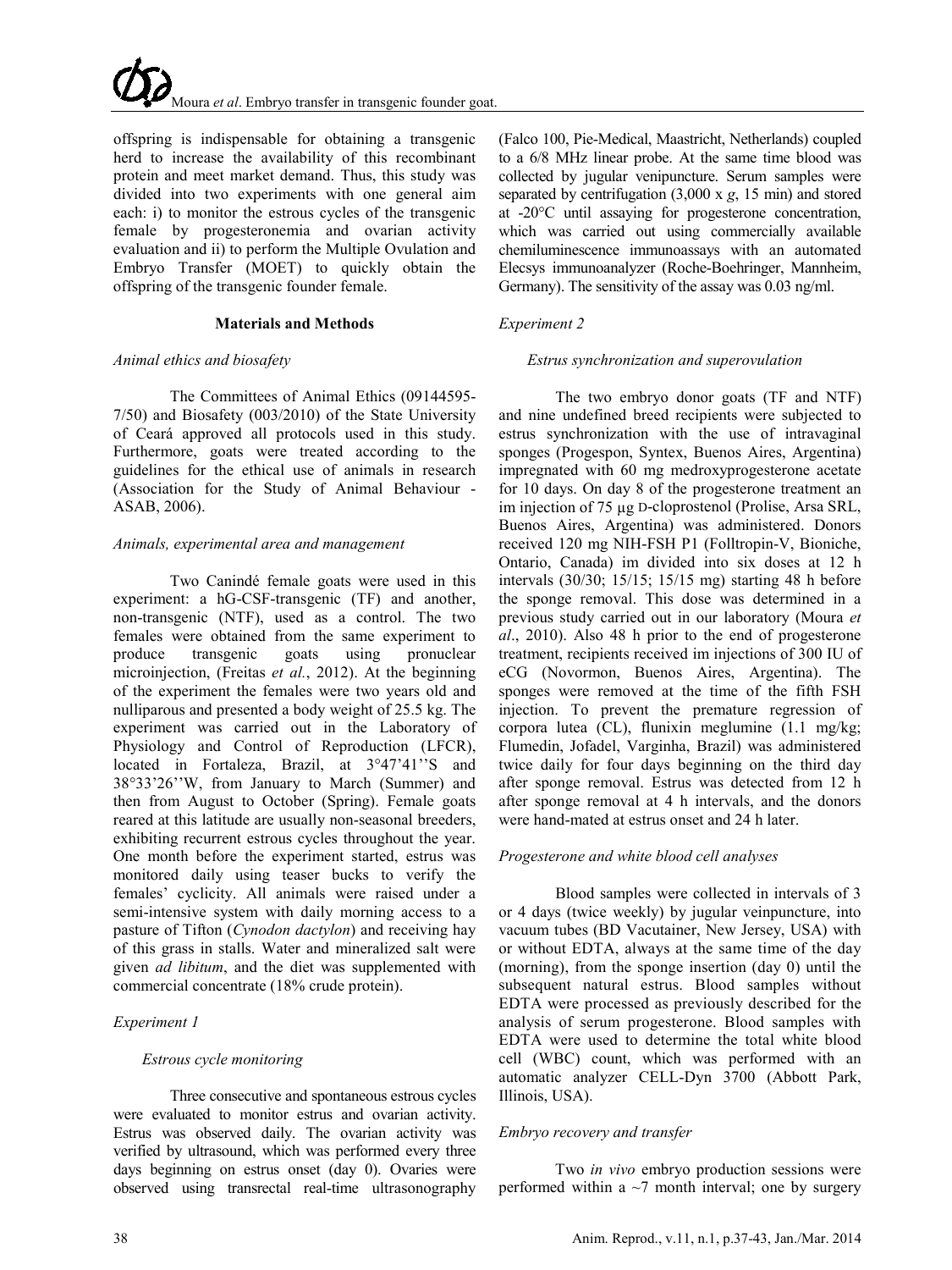offspring is indispensable for obtaining a transgenic herd to increase the availability of this recombinant protein and meet market demand. Thus, this study was divided into two experiments with one general aim each: i) to monitor the estrous cycles of the transgenic female by progesteronemia and ovarian activity evaluation and ii) to perform the Multiple Ovulation and Embryo Transfer (MOET) to quickly obtain the offspring of the transgenic founder female.

## Materials and Methods

### *Animal ethics and biosafety*

The Committees of Animal Ethics (09144595-7/50) and Biosafety (003/2010) of the State University of Ceará approved all protocols used in this study. Furthermore, goats were treated according to the guidelines for the ethical use of animals in research (Association for the Study of Animal Behaviour - ASAB, 2006).

### *Animals, experimental area and management*

Two Canindé female goats were used in this experiment: a hG-CSF-transgenic (TF) and another, non-transgenic (NTF), used as a control. The two females were obtained from the same experiment to produce transgenic goats using pronuclear microinjection, (Freitas *et al.*, 2012). At the beginning of the experiment the females were two years old and nulliparous and presented a body weight of 25.5 kg. The experiment was carried out in the Laboratory of Physiology and Control of Reproduction (LFCR), located in Fortaleza, Brazil, at 3°47'41''S and 38°33'26''W, from January to March (Summer) and then from August to October (Spring). Female goats reared at this latitude are usually non-seasonal breeders, exhibiting recurrent estrous cycles throughout the year. One month before the experiment started, estrus was monitored daily using teaser bucks to verify the females' cyclicity. All animals were raised under a semi-intensive system with daily morning access to a pasture of Tifton (*Cynodon dactylon*) and receiving hay of this grass in stalls. Water and mineralized salt were given *ad libitum*, and the diet was supplemented with commercial concentrate (18% crude protein).

### *Experiment 1*

#### *Estrous cycle monitoring*

Three consecutive and spontaneous estrous cycles were evaluated to monitor estrus and ovarian activity. Estrus was observed daily. The ovarian activity was verified by ultrasound, which was performed every three days beginning on estrus onset (day 0). Ovaries were observed using transrectal real-time ultrasonography (Falco 100, Pie-Medical, Maastricht, Netherlands) coupled to a 6/8 MHz linear probe. At the same time blood was collected by jugular venipuncture. Serum samples were separated by centrifugation (3,000 x *g*, 15 min) and stored at -20°C until assaying for progesterone concentration, which was carried out using commercially available chemiluminescence immunoassays with an automated Elecsys immunoanalyzer (Roche-Boehringer, Mannheim, Germany). The sensitivity of the assay was 0.03 ng/ml.

### *Experiment 2*

#### *Estrus synchronization and superovulation*

The two embryo donor goats (TF and NTF) and nine undefined breed recipients were subjected to estrus synchronization with the use of intravaginal sponges (Progespon, Syntex, Buenos Aires, Argentina) impregnated with 60 mg medroxyprogesterone acetate for 10 days. On day 8 of the progesterone treatment an im injection of 75 μg D-cloprostenol (Prolise, Arsa SRL, Buenos Aires, Argentina) was administered. Donors received 120 mg NIH-FSH P1 (Folltropin-V, Bioniche, Ontario, Canada) im divided into six doses at 12 h intervals (30/30; 15/15; 15/15 mg) starting 48 h before the sponge removal. This dose was determined in a previous study carried out in our laboratory (Moura *et al*., 2010). Also 48 h prior to the end of progesterone treatment, recipients received im injections of 300 IU of eCG (Novormon, Buenos Aires, Argentina). The sponges were removed at the time of the fifth FSH injection. To prevent the premature regression of corpora lutea (CL), flunixin meglumine (1.1 mg/kg; Flumedin, Jofadel, Varginha, Brazil) was administered twice daily for four days beginning on the third day after sponge removal. Estrus was detected from 12 h after sponge removal at 4 h intervals, and the donors were hand-mated at estrus onset and 24 h later.

#### *Progesterone and white blood cell analyses*

Blood samples were collected in intervals of 3 or 4 days (twice weekly) by jugular veinpuncture, into vacuum tubes (BD Vacutainer, New Jersey, USA) with or without EDTA, always at the same time of the day (morning), from the sponge insertion (day 0) until the subsequent natural estrus. Blood samples without EDTA were processed as previously described for the analysis of serum progesterone. Blood samples with EDTA were used to determine the total white blood cell (WBC) count, which was performed with an automatic analyzer CELL-Dyn 3700 (Abbott Park, Illinois, USA).

#### *Embryo recovery and transfer*

Two *in vivo* embryo production sessions were performed within a ~7 month interval; one by surgery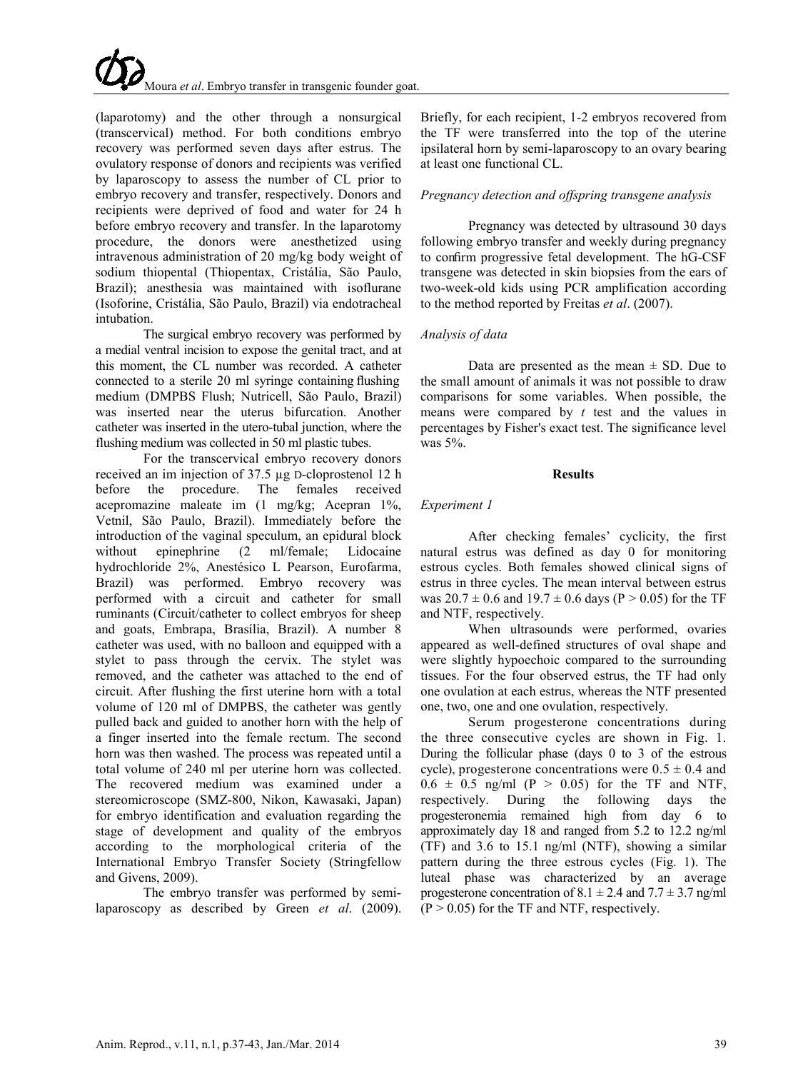(laparotomy) and the other through a nonsurgical (transcervical) method. For both conditions embryo recovery was performed seven days after estrus. The ovulatory response of donors and recipients was verified by laparoscopy to assess the number of CL prior to embryo recovery and transfer, respectively. Donors and recipients were deprived of food and water for 24 h before embryo recovery and transfer. In the laparotomy procedure, the donors were anesthetized using intravenous administration of 20 mg/kg body weight of sodium thiopental (Thiopentax, Cristália, São Paulo, Brazil); anesthesia was maintained with isoflurane (Isoforine, Cristália, São Paulo, Brazil) via endotracheal intubation.

The surgical embryo recovery was performed by a medial ventral incision to expose the genital tract, and at this moment, the CL number was recorded. A catheter connected to a sterile 20 ml syringe containing flushing medium (DMPBS Flush; Nutricell, São Paulo, Brazil) was inserted near the uterus bifurcation. Another catheter was inserted in the utero-tubal junction, where the flushing medium was collected in 50 ml plastic tubes.

For the transcervical embryo recovery donors received an im injection of 37.5 µg D-cloprostenol 12 h before the procedure. The females received acepromazine maleate im (1 mg/kg; Acepran 1%, Vetnil, São Paulo, Brazil). Immediately before the introduction of the vaginal speculum, an epidural block without epinephrine (2 ml/female; Lidocaine hydrochloride 2%, Anestésico L Pearson, Eurofarma, Brazil) was performed. Embryo recovery was performed with a circuit and catheter for small ruminants (Circuit/catheter to collect embryos for sheep and goats, Embrapa, Brasília, Brazil). A number 8 catheter was used, with no balloon and equipped with a stylet to pass through the cervix. The stylet was removed, and the catheter was attached to the end of circuit. After flushing the first uterine horn with a total volume of 120 ml of DMPBS, the catheter was gently pulled back and guided to another horn with the help of a finger inserted into the female rectum. The second horn was then washed. The process was repeated until a total volume of 240 ml per uterine horn was collected. The recovered medium was examined under a stereomicroscope (SMZ-800, Nikon, Kawasaki, Japan) for embryo identification and evaluation regarding the stage of development and quality of the embryos according to the morphological criteria of the International Embryo Transfer Society (Stringfellow and Givens, 2009).

The embryo transfer was performed by semi-laparoscopy as described by Green *et al*. (2009). Briefly, for each recipient, 1-2 embryos recovered from the TF were transferred into the top of the uterine ipsilateral horn by semi-laparoscopy to an ovary bearing at least one functional CL.

*Pregnancy detection and offspring transgene analysis*

Pregnancy was detected by ultrasound 30 days following embryo transfer and weekly during pregnancy to confirm progressive fetal development. The hG-CSF transgene was detected in skin biopsies from the ears of two-week-old kids using PCR amplification according to the method reported by Freitas *et al*. (2007).

*Analysis of data*

Data are presented as the mean ± SD. Due to the small amount of animals it was not possible to draw comparisons for some variables. When possible, the means were compared by *t* test and the values in percentages by Fisher's exact test. The significance level was 5%.

## Results

*Experiment 1*

After checking females' cyclicity, the first natural estrus was defined as day 0 for monitoring estrous cycles. Both females showed clinical signs of estrus in three cycles. The mean interval between estrus was 20.7 ± 0.6 and 19.7 ± 0.6 days ($P > 0.05$) for the TF and NTF, respectively.

When ultrasounds were performed, ovaries appeared as well-defined structures of oval shape and were slightly hypoechoic compared to the surrounding tissues. For the four observed estrus, the TF had only one ovulation at each estrus, whereas the NTF presented one, two, one and one ovulation, respectively.

Serum progesterone concentrations during the three consecutive cycles are shown in Fig. 1. During the follicular phase (days 0 to 3 of the estrous cycle), progesterone concentrations were 0.5 ± 0.4 and 0.6 ± 0.5 ng/ml ($P > 0.05$) for the TF and NTF, respectively. During the following days the progesteronemia remained high from day 6 to approximately day 18 and ranged from 5.2 to 12.2 ng/ml (TF) and 3.6 to 15.1 ng/ml (NTF), showing a similar pattern during the three estrous cycles (Fig. 1). The luteal phase was characterized by an average progesterone concentration of 8.1 ± 2.4 and 7.7 ± 3.7 ng/ml ($P > 0.05$) for the TF and NTF, respectively.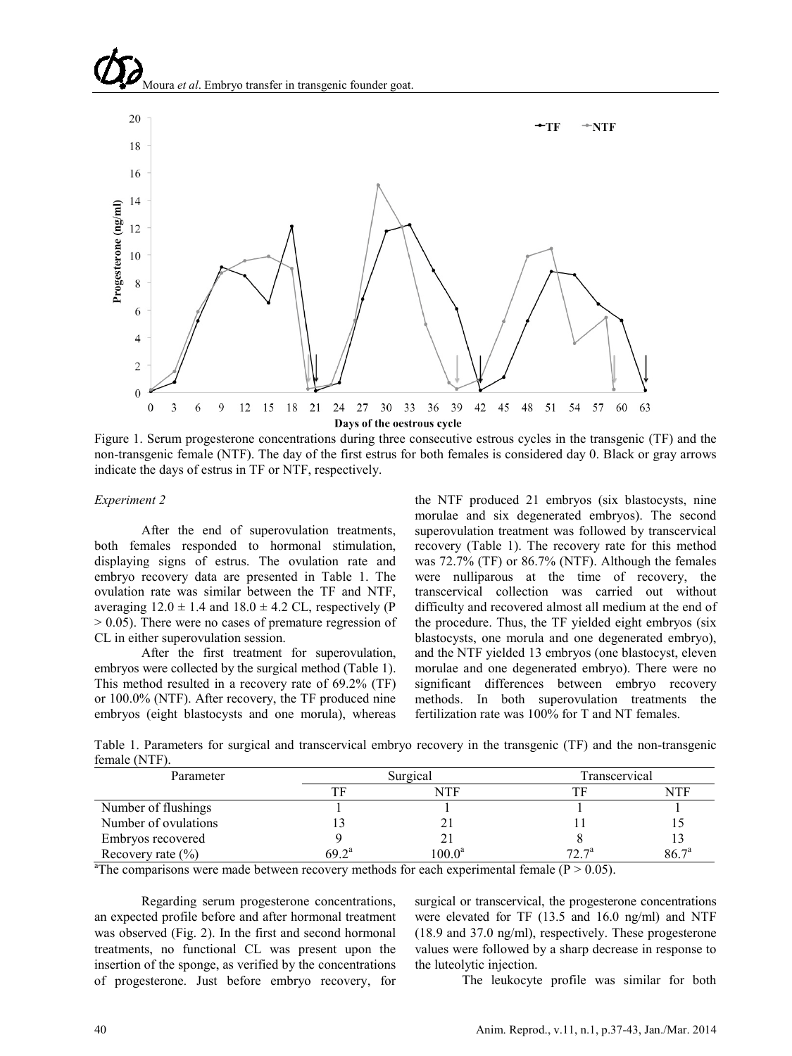Figure 1. Serum progesterone concentrations during three consecutive estrous cycles in the transgenic (TF) and the non-transgenic female (NTF). The day of the first estrus for both females is considered day 0. Black or gray arrows indicate the days of estrus in TF or NTF, respectively.

*Experiment 2*

After the end of superovulation treatments, both females responded to hormonal stimulation, displaying signs of estrus. The ovulation rate and embryo recovery data are presented in Table 1. The ovulation rate was similar between the TF and NTF, averaging $12.0 \pm 1.4$ and $18.0 \pm 4.2$ CL, respectively ($P > 0.05$). There were no cases of premature regression of CL in either superovulation session.

After the first treatment for superovulation, embryos were collected by the surgical method (Table 1). This method resulted in a recovery rate of 69.2% (TF) or 100.0% (NTF). After recovery, the TF produced nine embryos (eight blastocysts and one morula), whereas the NTF produced 21 embryos (six blastocysts, nine morulae and six degenerated embryos). The second superovulation treatment was followed by transcervical recovery (Table 1). The recovery rate for this method was 72.7% (TF) or 86.7% (NTF). Although the females were nulliparous at the time of recovery, the transcervical collection was carried out without difficulty and recovered almost all medium at the end of the procedure. Thus, the TF yielded eight embryos (six blastocysts, one morula and one degenerated embryo), and the NTF yielded 13 embryos (one blastocyst, eleven morulae and one degenerated embryo). There were no significant differences between embryo recovery methods. In both superovulation treatments the fertilization rate was 100% for T and NT females.

Table 1. Parameters for surgical and transcervical embryo recovery in the transgenic (TF) and the non-transgenic female (NTF).

| Parameter | Surgical | | Transcervical | |
|---|---|---|---|---|
| | TF | NTF | TF | NTF |
| Number of flushings | 1 | 1 | 1 | 1 |
| Number of ovulations | 13 | 21 | 11 | 15 |
| Embryos recovered | 9 | 21 | 8 | 13 |
| Recovery rate (%) | 69.2[a] | 100.0[a] | 72.7[a] | 86.7[a] |

[a]The comparisons were made between recovery methods for each experimental female ($P > 0.05$).

Regarding serum progesterone concentrations, an expected profile before and after hormonal treatment was observed (Fig. 2). In the first and second hormonal treatments, no functional CL was present upon the insertion of the sponge, as verified by the concentrations of progesterone. Just before embryo recovery, for surgical or transcervical, the progesterone concentrations were elevated for TF (13.5 and 16.0 ng/ml) and NTF (18.9 and 37.0 ng/ml), respectively. These progesterone values were followed by a sharp decrease in response to the luteolytic injection.

The leukocyte profile was similar for both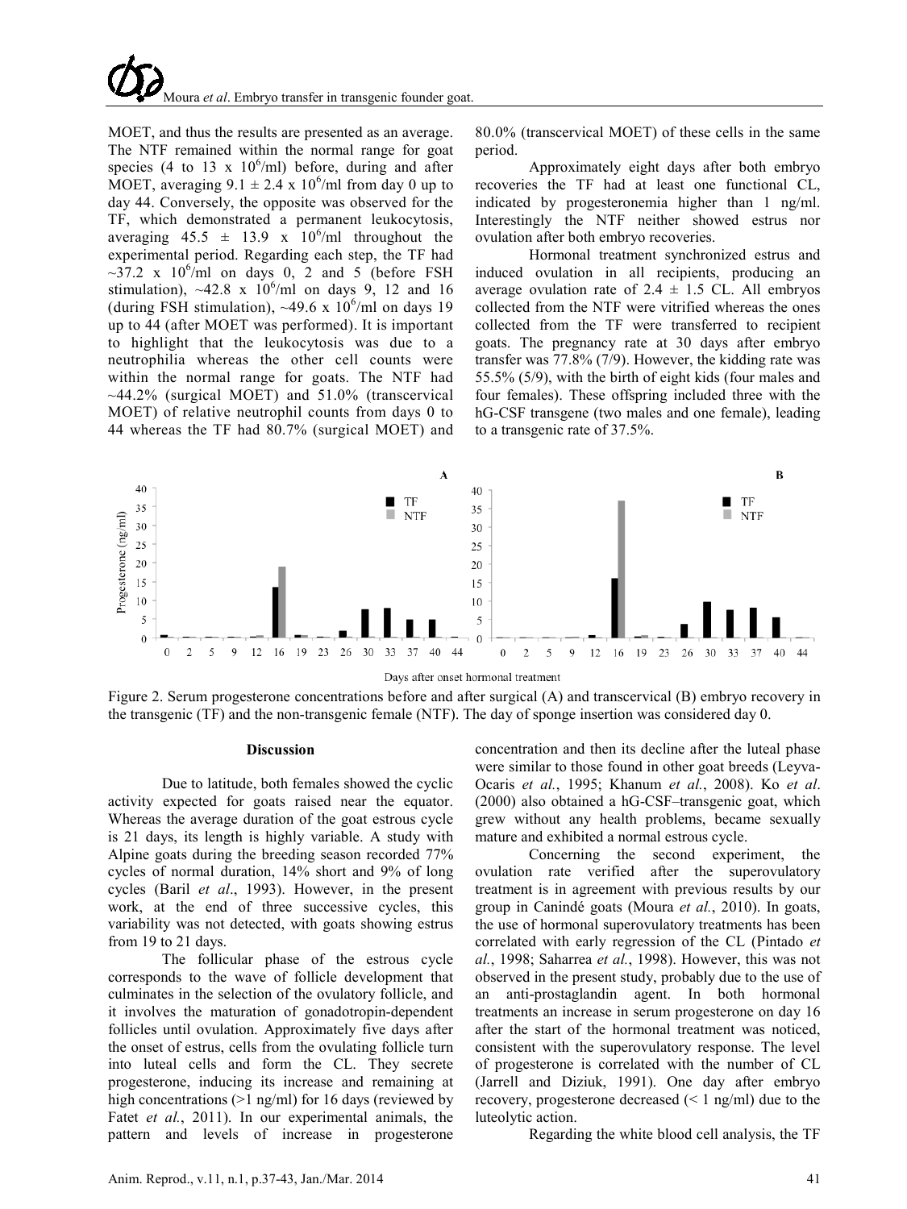MOET, and thus the results are presented as an average. The NTF remained within the normal range for goat species (4 to 13 x $10^6$/ml) before, during and after MOET, averaging 9.1 ± 2.4 x $10^6$/ml from day 0 up to day 44. Conversely, the opposite was observed for the TF, which demonstrated a permanent leukocytosis, averaging 45.5 ± 13.9 x $10^6$/ml throughout the experimental period. Regarding each step, the TF had ~37.2 x $10^6$/ml on days 0, 2 and 5 (before FSH stimulation), ~42.8 x $10^6$/ml on days 9, 12 and 16 (during FSH stimulation), ~49.6 x $10^6$/ml on days 19 up to 44 (after MOET was performed). It is important to highlight that the leukocytosis was due to a neutrophilia whereas the other cell counts were within the normal range for goats. The NTF had ~44.2% (surgical MOET) and 51.0% (transcervical MOET) of relative neutrophil counts from days 0 to 44 whereas the TF had 80.7% (surgical MOET) and 80.0% (transcervical MOET) of these cells in the same period.

Approximately eight days after both embryo recoveries the TF had at least one functional CL, indicated by progesteronemia higher than 1 ng/ml. Interestingly the NTF neither showed estrus nor ovulation after both embryo recoveries.

Hormonal treatment synchronized estrus and induced ovulation in all recipients, producing an average ovulation rate of 2.4 ± 1.5 CL. All embryos collected from the NTF were vitrified whereas the ones collected from the TF were transferred to recipient goats. The pregnancy rate at 30 days after embryo transfer was 77.8% (7/9). However, the kidding rate was 55.5% (5/9), with the birth of eight kids (four males and four females). These offspring included three with the hG-CSF transgene (two males and one female), leading to a transgenic rate of 37.5%.

Figure 2. Serum progesterone concentrations before and after surgical (A) and transcervical (B) embryo recovery in the transgenic (TF) and the non-transgenic female (NTF). The day of sponge insertion was considered day 0.

## Discussion

Due to latitude, both females showed the cyclic activity expected for goats raised near the equator. Whereas the average duration of the goat estrous cycle is 21 days, its length is highly variable. A study with Alpine goats during the breeding season recorded 77% cycles of normal duration, 14% short and 9% of long cycles (Baril *et al*., 1993). However, in the present work, at the end of three successive cycles, this variability was not detected, with goats showing estrus from 19 to 21 days.

The follicular phase of the estrous cycle corresponds to the wave of follicle development that culminates in the selection of the ovulatory follicle, and it involves the maturation of gonadotropin-dependent follicles until ovulation. Approximately five days after the onset of estrus, cells from the ovulating follicle turn into luteal cells and form the CL. They secrete progesterone, inducing its increase and remaining at high concentrations (>1 ng/ml) for 16 days (reviewed by Fatet *et al*., 2011). In our experimental animals, the pattern and levels of increase in progesterone concentration and then its decline after the luteal phase were similar to those found in other goat breeds (Leyva-Ocaris *et al.*, 1995; Khanum *et al.*, 2008). Ko *et al*. (2000) also obtained a hG-CSF–transgenic goat, which grew without any health problems, became sexually mature and exhibited a normal estrous cycle.

Concerning the second experiment, the ovulation rate verified after the superovulatory treatment is in agreement with previous results by our group in Canindé goats (Moura *et al.*, 2010). In goats, the use of hormonal superovulatory treatments has been correlated with early regression of the CL (Pintado *et al.*, 1998; Saharrea *et al.*, 1998). However, this was not observed in the present study, probably due to the use of an anti-prostaglandin agent. In both hormonal treatments an increase in serum progesterone on day 16 after the start of the hormonal treatment was noticed, consistent with the superovulatory response. The level of progesterone is correlated with the number of CL (Jarrell and Diziuk, 1991). One day after embryo recovery, progesterone decreased (< 1 ng/ml) due to the luteolytic action.

Regarding the white blood cell analysis, the TF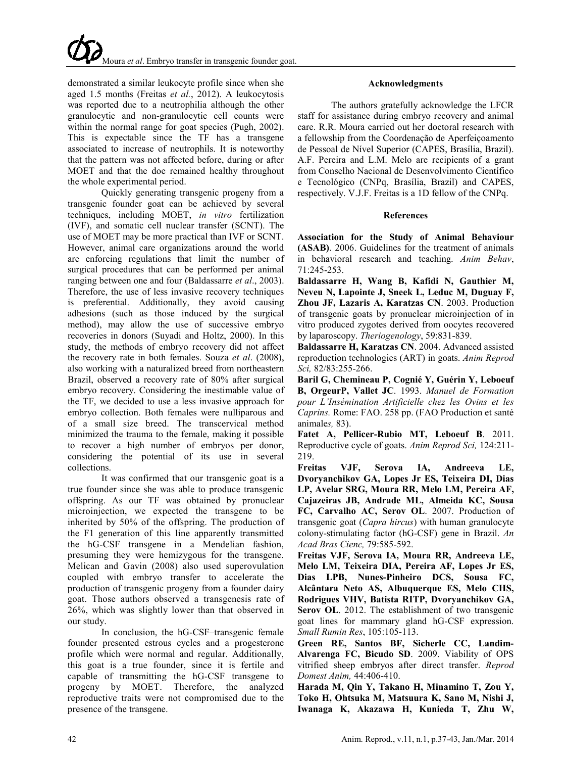demonstrated a similar leukocyte profile since when she aged 1.5 months (Freitas *et al.*, 2012). A leukocytosis was reported due to a neutrophilia although the other granulocytic and non-granulocytic cell counts were within the normal range for goat species (Pugh, 2002). This is expectable since the TF has a transgene associated to increase of neutrophils. It is noteworthy that the pattern was not affected before, during or after MOET and that the doe remained healthy throughout the whole experimental period.

Quickly generating transgenic progeny from a transgenic founder goat can be achieved by several techniques, including MOET, *in vitro* fertilization (IVF), and somatic cell nuclear transfer (SCNT). The use of MOET may be more practical than IVF or SCNT. However, animal care organizations around the world are enforcing regulations that limit the number of surgical procedures that can be performed per animal ranging between one and four (Baldassarre *et al*., 2003). Therefore, the use of less invasive recovery techniques is preferential. Additionally, they avoid causing adhesions (such as those induced by the surgical method), may allow the use of successive embryo recoveries in donors (Suyadi and Holtz, 2000). In this study, the methods of embryo recovery did not affect the recovery rate in both females. Souza *et al*. (2008), also working with a naturalized breed from northeastern Brazil, observed a recovery rate of 80% after surgical embryo recovery. Considering the inestimable value of the TF, we decided to use a less invasive approach for embryo collection. Both females were nulliparous and of a small size breed. The transcervical method minimized the trauma to the female, making it possible to recover a high number of embryos per donor, considering the potential of its use in several collections.

It was confirmed that our transgenic goat is a true founder since she was able to produce transgenic offspring. As our TF was obtained by pronuclear microinjection, we expected the transgene to be inherited by 50% of the offspring. The production of the F1 generation of this line apparently transmitted the hG-CSF transgene in a Mendelian fashion, presuming they were hemizygous for the transgene. Melican and Gavin (2008) also used superovulation coupled with embryo transfer to accelerate the production of transgenic progeny from a founder dairy goat. Those authors observed a transgenesis rate of 26%, which was slightly lower than that observed in our study.

In conclusion, the hG-CSF–transgenic female founder presented estrous cycles and a progesterone profile which were normal and regular. Additionally, this goat is a true founder, since it is fertile and capable of transmitting the hG-CSF transgene to progeny by MOET. Therefore, the analyzed reproductive traits were not compromised due to the presence of the transgene.

## Acknowledgments

The authors gratefully acknowledge the LFCR staff for assistance during embryo recovery and animal care. R.R. Moura carried out her doctoral research with a fellowship from the Coordenação de Aperfeiçoamento de Pessoal de Nível Superior (CAPES, Brasília, Brazil). A.F. Pereira and L.M. Melo are recipients of a grant from Conselho Nacional de Desenvolvimento Científico e Tecnológico (CNPq, Brasília, Brazil) and CAPES, respectively. V.J.F. Freitas is a 1D fellow of the CNPq.

## References

**Association for the Study of Animal Behaviour (ASAB)**. 2006. Guidelines for the treatment of animals in behavioral research and teaching. *Anim Behav*, 71:245-253.

**Baldassarre H, Wang B, Kafidi N, Gauthier M, Neveu N, Lapointe J, Sneek L, Leduc M, Duguay F, Zhou JF, Lazaris A, Karatzas CN**. 2003. Production of transgenic goats by pronuclear microinjection of in vitro produced zygotes derived from oocytes recovered by laparoscopy. *Theriogenology*, 59:831-839.

**Baldassarre H, Karatzas CN**. 2004. Advanced assisted reproduction technologies (ART) in goats. *Anim Reprod Sci,* 82/83:255-266.

**Baril G, Chemineau P, Cognié Y, Guérin Y, Leboeuf B, OrgeurP, Vallet JC**. 1993. *Manuel de Formation pour L'Insémination Artificielle chez les Ovins et les Caprins.* Rome: FAO. 258 pp. (FAO Production et santé animale*s,* 83).

**Fatet A, Pellicer-Rubio MT, Leboeuf B**. 2011. Reproductive cycle of goats. *Anim Reprod Sci,* 124:211-219.

**Freitas VJF, Serova IA, Andreeva LE, Dvoryanchikov GA, Lopes Jr ES, Teixeira DI, Dias LP, Avelar SRG, Moura RR, Melo LM, Pereira AF, Cajazeiras JB, Andrade ML, Almeida KC, Sousa FC, Carvalho AC, Serov OL**. 2007. Production of transgenic goat (*Capra hircus*) with human granulocyte colony-stimulating factor (hG-CSF) gene in Brazil. *An Acad Bras Cienc,* 79:585-592.

**Freitas VJF, Serova IA, Moura RR, Andreeva LE, Melo LM, Teixeira DIA, Pereira AF, Lopes Jr ES, Dias LPB, Nunes-Pinheiro DCS, Sousa FC, Alcântara Neto AS, Albuquerque ES, Melo CHS, Rodrigues VHV, Batista RITP, Dvoryanchikov GA, Serov OL**. 2012. The establishment of two transgenic goat lines for mammary gland hG-CSF expression. *Small Rumin Res*, 105:105-113.

**Green RE, Santos BF, Sicherle CC, Landim-Alvarenga FC, Bicudo SD**. 2009. Viability of OPS vitrified sheep embryos after direct transfer. *Reprod Domest Anim,* 44:406-410.

**Harada M, Qin Y, Takano H, Minamino T, Zou Y, Toko H, Ohtsuka M, Matsuura K, Sano M, Nishi J, Iwanaga K, Akazawa H, Kunieda T, Zhu W,**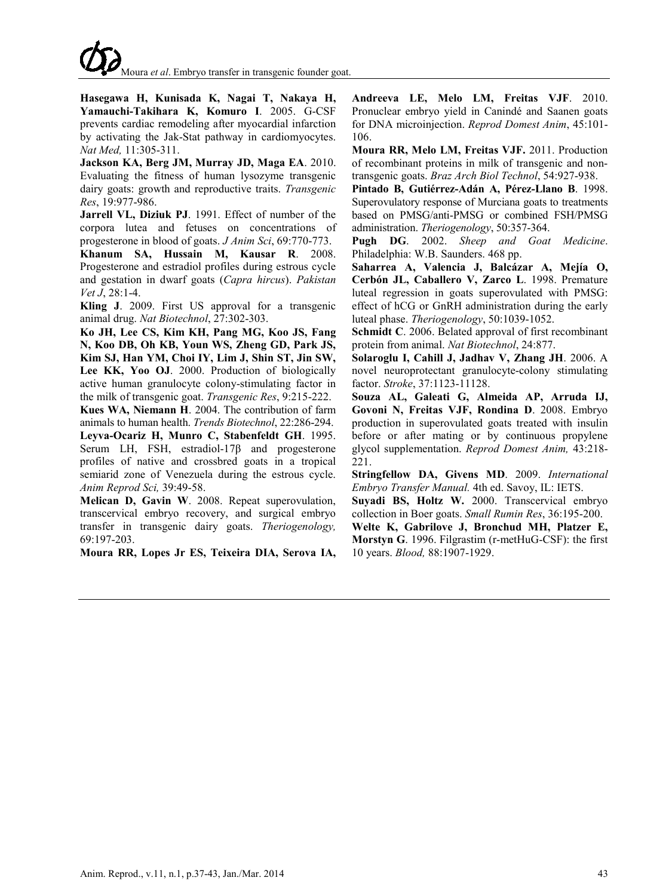**Hasegawa H, Kunisada K, Nagai T, Nakaya H, Yamauchi-Takihara K, Komuro I**. 2005. G-CSF prevents cardiac remodeling after myocardial infarction by activating the Jak-Stat pathway in cardiomyocytes. *Nat Med,* 11:305-311.

**Jackson KA, Berg JM, Murray JD, Maga EA**. 2010. Evaluating the fitness of human lysozyme transgenic dairy goats: growth and reproductive traits. *Transgenic Res*, 19:977-986.

**Jarrell VL, Diziuk PJ**. 1991. Effect of number of the corpora lutea and fetuses on concentrations of progesterone in blood of goats. *J Anim Sci*, 69:770-773.

**Khanum SA, Hussain M, Kausar R**. 2008. Progesterone and estradiol profiles during estrous cycle and gestation in dwarf goats (*Capra hircus*). *Pakistan Vet J*, 28:1-4.

**Kling J**. 2009. First US approval for a transgenic animal drug. *Nat Biotechnol*, 27:302-303.

**Ko JH, Lee CS, Kim KH, Pang MG, Koo JS, Fang N, Koo DB, Oh KB, Youn WS, Zheng GD, Park JS, Kim SJ, Han YM, Choi IY, Lim J, Shin ST, Jin SW, Lee KK, Yoo OJ**. 2000. Production of biologically active human granulocyte colony-stimulating factor in the milk of transgenic goat. *Transgenic Res*, 9:215-222.

**Kues WA, Niemann H**. 2004. The contribution of farm animals to human health. *Trends Biotechnol*, 22:286-294.

**Leyva-Ocariz H, Munro C, Stabenfeldt GH**. 1995. Serum LH, FSH, estradiol-17β and progesterone profiles of native and crossbred goats in a tropical semiarid zone of Venezuela during the estrous cycle. *Anim Reprod Sci,* 39:49-58.

**Melican D, Gavin W**. 2008. Repeat superovulation, transcervical embryo recovery, and surgical embryo transfer in transgenic dairy goats. *Theriogenology,* 69:197-203.

**Moura RR, Lopes Jr ES, Teixeira DIA, Serova IA, Andreeva LE, Melo LM, Freitas VJF**. 2010. Pronuclear embryo yield in Canindé and Saanen goats for DNA microinjection. *Reprod Domest Anim*, 45:101-106.

**Moura RR, Melo LM, Freitas VJF.** 2011. Production of recombinant proteins in milk of transgenic and non-transgenic goats. *Braz Arch Biol Technol*, 54:927-938.

**Pintado B, Gutiérrez-Adán A, Pérez-Llano B**. 1998. Superovulatory response of Murciana goats to treatments based on PMSG/anti-PMSG or combined FSH/PMSG administration. *Theriogenology*, 50:357-364.

**Pugh DG**. 2002. *Sheep and Goat Medicine*. Philadelphia: W.B. Saunders. 468 pp.

**Saharrea A, Valencia J, Balcázar A, Mejía O, Cerbón JL, Caballero V, Zarco L**. 1998. Premature luteal regression in goats superovulated with PMSG: effect of hCG or GnRH administration during the early luteal phase. *Theriogenology*, 50:1039-1052.

**Schmidt C**. 2006. Belated approval of first recombinant protein from animal. *Nat Biotechnol*, 24:877.

**Solaroglu I, Cahill J, Jadhav V, Zhang JH**. 2006. A novel neuroprotectant granulocyte-colony stimulating factor. *Stroke*, 37:1123-11128.

**Souza AL, Galeati G, Almeida AP, Arruda IJ, Govoni N, Freitas VJF, Rondina D**. 2008. Embryo production in superovulated goats treated with insulin before or after mating or by continuous propylene glycol supplementation. *Reprod Domest Anim,* 43:218-221.

**Stringfellow DA, Givens MD**. 2009. *International Embryo Transfer Manual.* 4th ed. Savoy, IL: IETS.

**Suyadi BS, Holtz W.** 2000. Transcervical embryo collection in Boer goats. *Small Rumin Res*, 36:195-200.

**Welte K, Gabrilove J, Bronchud MH, Platzer E, Morstyn G**. 1996. Filgrastim (r-metHuG-CSF): the first 10 years. *Blood,* 88:1907-1929.